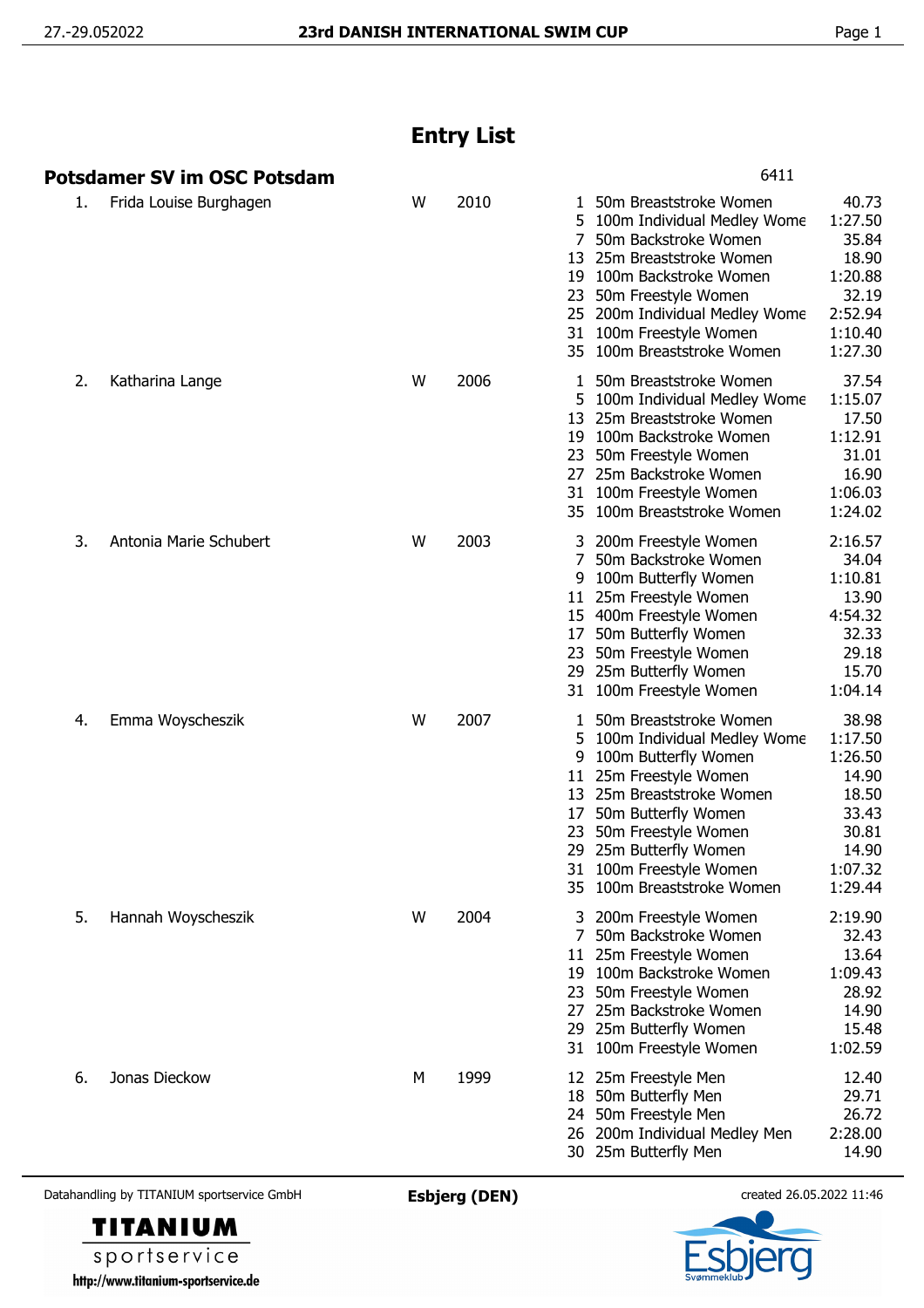# Entry List

## Potsdamer SV im OSC Potsdam

6411

| No. | Name | Sex | Year | Event | Discipline | Time |
|---|---|---|---|---|---|---|
| 1. | Frida Louise Burghagen | W | 2010 | 1 | 50m Breaststroke Women | 40.73 |
| | | | | 5 | 100m Individual Medley Wome | 1:27.50 |
| | | | | 7 | 50m Backstroke Women | 35.84 |
| | | | | 13 | 25m Breaststroke Women | 18.90 |
| | | | | 19 | 100m Backstroke Women | 1:20.88 |
| | | | | 23 | 50m Freestyle Women | 32.19 |
| | | | | 25 | 200m Individual Medley Wome | 2:52.94 |
| | | | | 31 | 100m Freestyle Women | 1:10.40 |
| | | | | 35 | 100m Breaststroke Women | 1:27.30 |
| 2. | Katharina Lange | W | 2006 | 1 | 50m Breaststroke Women | 37.54 |
| | | | | 5 | 100m Individual Medley Wome | 1:15.07 |
| | | | | 13 | 25m Breaststroke Women | 17.50 |
| | | | | 19 | 100m Backstroke Women | 1:12.91 |
| | | | | 23 | 50m Freestyle Women | 31.01 |
| | | | | 27 | 25m Backstroke Women | 16.90 |
| | | | | 31 | 100m Freestyle Women | 1:06.03 |
| | | | | 35 | 100m Breaststroke Women | 1:24.02 |
| 3. | Antonia Marie Schubert | W | 2003 | 3 | 200m Freestyle Women | 2:16.57 |
| | | | | 7 | 50m Backstroke Women | 34.04 |
| | | | | 9 | 100m Butterfly Women | 1:10.81 |
| | | | | 11 | 25m Freestyle Women | 13.90 |
| | | | | 15 | 400m Freestyle Women | 4:54.32 |
| | | | | 17 | 50m Butterfly Women | 32.33 |
| | | | | 23 | 50m Freestyle Women | 29.18 |
| | | | | 29 | 25m Butterfly Women | 15.70 |
| | | | | 31 | 100m Freestyle Women | 1:04.14 |
| 4. | Emma Woyscheszik | W | 2007 | 1 | 50m Breaststroke Women | 38.98 |
| | | | | 5 | 100m Individual Medley Wome | 1:17.50 |
| | | | | 9 | 100m Butterfly Women | 1:26.50 |
| | | | | 11 | 25m Freestyle Women | 14.90 |
| | | | | 13 | 25m Breaststroke Women | 18.50 |
| | | | | 17 | 50m Butterfly Women | 33.43 |
| | | | | 23 | 50m Freestyle Women | 30.81 |
| | | | | 29 | 25m Butterfly Women | 14.90 |
| | | | | 31 | 100m Freestyle Women | 1:07.32 |
| | | | | 35 | 100m Breaststroke Women | 1:29.44 |
| 5. | Hannah Woyscheszik | W | 2004 | 3 | 200m Freestyle Women | 2:19.90 |
| | | | | 7 | 50m Backstroke Women | 32.43 |
| | | | | 11 | 25m Freestyle Women | 13.64 |
| | | | | 19 | 100m Backstroke Women | 1:09.43 |
| | | | | 23 | 50m Freestyle Women | 28.92 |
| | | | | 27 | 25m Backstroke Women | 14.90 |
| | | | | 29 | 25m Butterfly Women | 15.48 |
| | | | | 31 | 100m Freestyle Women | 1:02.59 |
| 6. | Jonas Dieckow | M | 1999 | 12 | 25m Freestyle Men | 12.40 |
| | | | | 18 | 50m Butterfly Men | 29.71 |
| | | | | 24 | 50m Freestyle Men | 26.72 |
| | | | | 26 | 200m Individual Medley Men | 2:28.00 |
| | | | | 30 | 25m Butterfly Men | 14.90 |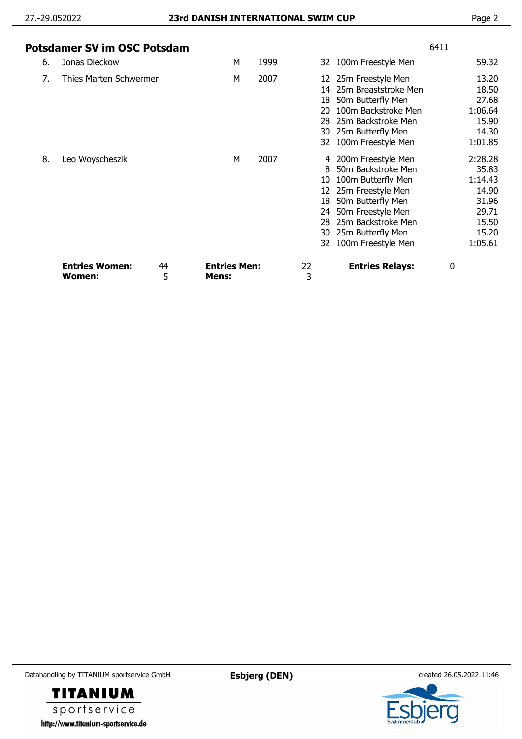## Potsdamer SV im OSC Potsdam

6411

| | | | | | | |
|---|---|---|---|---|---|---|
| 6. | Jonas Dieckow | M | 1999 | 32 | 100m Freestyle Men | 59.32 |
| 7. | Thies Marten Schwermer | M | 2007 | 12 | 25m Freestyle Men | 13.20 |
| | | | | 14 | 25m Breaststroke Men | 18.50 |
| | | | | 18 | 50m Butterfly Men | 27.68 |
| | | | | 20 | 100m Backstroke Men | 1:06.64 |
| | | | | 28 | 25m Backstroke Men | 15.90 |
| | | | | 30 | 25m Butterfly Men | 14.30 |
| | | | | 32 | 100m Freestyle Men | 1:01.85 |
| 8. | Leo Woyscheszik | M | 2007 | 4 | 200m Freestyle Men | 2:28.28 |
| | | | | 8 | 50m Backstroke Men | 35.83 |
| | | | | 10 | 100m Butterfly Men | 1:14.43 |
| | | | | 12 | 25m Freestyle Men | 14.90 |
| | | | | 18 | 50m Butterfly Men | 31.96 |
| | | | | 24 | 50m Freestyle Men | 29.71 |
| | | | | 28 | 25m Backstroke Men | 15.50 |
| | | | | 30 | 25m Butterfly Men | 15.20 |
| | | | | 32 | 100m Freestyle Men | 1:05.61 |

| | | | | | |
|---|---|---|---|---|---|
| **Entries Women:** | 44 | **Entries Men:** | 22 | **Entries Relays:** | 0 |
| **Women:** | 5 | **Mens:** | 3 | | |